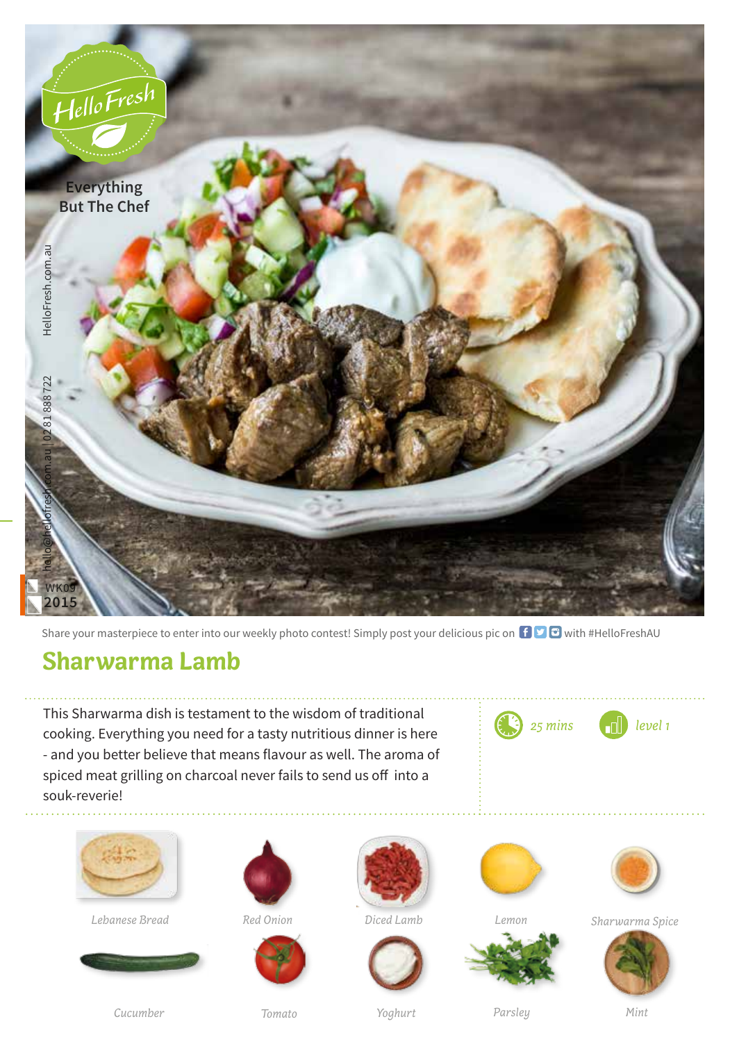HelloFresh

Everything But The Chef

HelloFresh.com.au

hello@hellofresh.com.au | 02 81 888 722

WK09 2015

Share your masterpiece to enter into our weekly photo contest! Simply post your delicious pic on with #HelloFreshAU

# Sharwarma Lamb

This Sharwarma dish is testament to the wisdom of traditional cooking. Everything you need for a tasty nutritious dinner is here - and you better believe that means flavour as well. The aroma of spiced meat grilling on charcoal never fails to send us off into a souk-reverie!

*25 mins* *level 1*

*Lebanese Bread*

*Red Onion*

*Diced Lamb*

*Lemon*

*Sharwarma Spice*

*Cucumber*

*Tomato*

*Yoghurt*

*Parsley*

*Mint*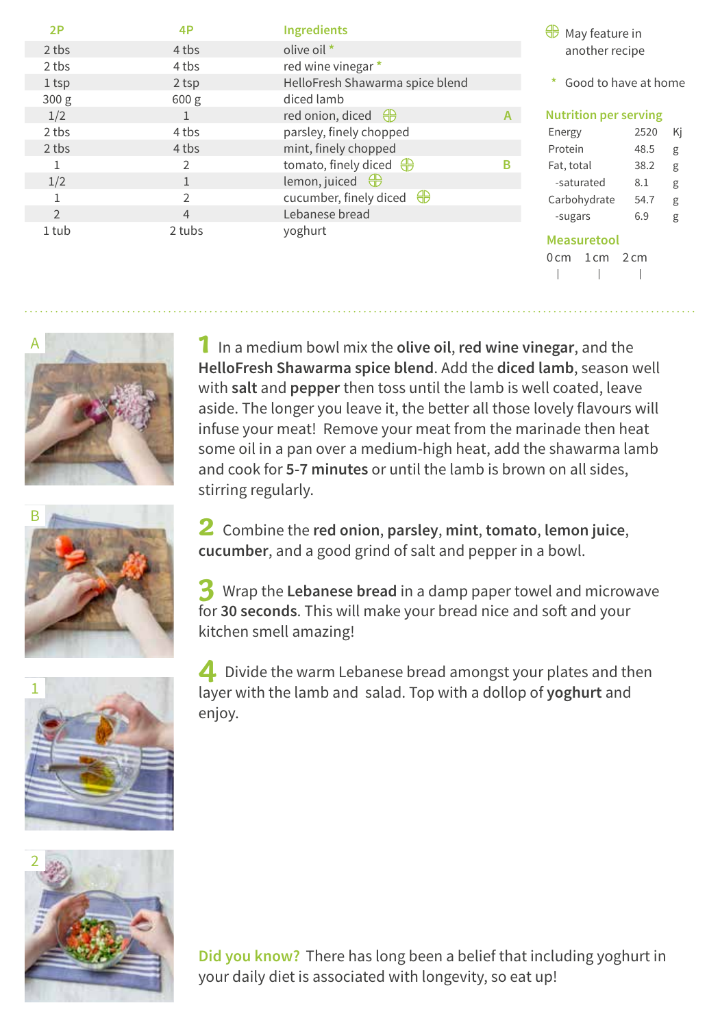| 2P | 4P | Ingredients | |
|---|---|---|---|
| 2 tbs | 4 tbs | olive oil * | |
| 2 tbs | 4 tbs | red wine vinegar * | |
| 1 tsp | 2 tsp | HelloFresh Shawarma spice blend | |
| 300 g | 600 g | diced lamb | |
| 1/2 | 1 | red onion, diced ⊕ | A |
| 2 tbs | 4 tbs | parsley, finely chopped | |
| 2 tbs | 4 tbs | mint, finely chopped | |
| 1 | 2 | tomato, finely diced ⊕ | B |
| 1/2 | 1 | lemon, juiced ⊕ | |
| 1 | 2 | cucumber, finely diced ⊕ | |
| 2 | 4 | Lebanese bread | |
| 1 tub | 2 tubs | yoghurt | |

⊕ May feature in another recipe

* Good to have at home

**Nutrition per serving**

| | | |
|---|---|---|
| Energy | 2520 | Kj |
| Protein | 48.5 | g |
| Fat, total | 38.2 | g |
| -saturated | 8.1 | g |
| Carbohydrate | 54.7 | g |
| -sugars | 6.9 | g |

**Measuretool**

0 cm 1 cm 2 cm

A

B

1

2

**1** In a medium bowl mix the **olive oil**, **red wine vinegar**, and the **HelloFresh Shawarma spice blend**. Add the **diced lamb**, season well with **salt** and **pepper** then toss until the lamb is well coated, leave aside. The longer you leave it, the better all those lovely flavours will infuse your meat! Remove your meat from the marinade then heat some oil in a pan over a medium-high heat, add the shawarma lamb and cook for **5-7 minutes** or until the lamb is brown on all sides, stirring regularly.

**2** Combine the **red onion**, **parsley**, **mint**, **tomato**, **lemon juice**, **cucumber**, and a good grind of salt and pepper in a bowl.

**3** Wrap the **Lebanese bread** in a damp paper towel and microwave for **30 seconds**. This will make your bread nice and soft and your kitchen smell amazing!

**4** Divide the warm Lebanese bread amongst your plates and then layer with the lamb and salad. Top with a dollop of **yoghurt** and enjoy.

**Did you know?** There has long been a belief that including yoghurt in your daily diet is associated with longevity, so eat up!